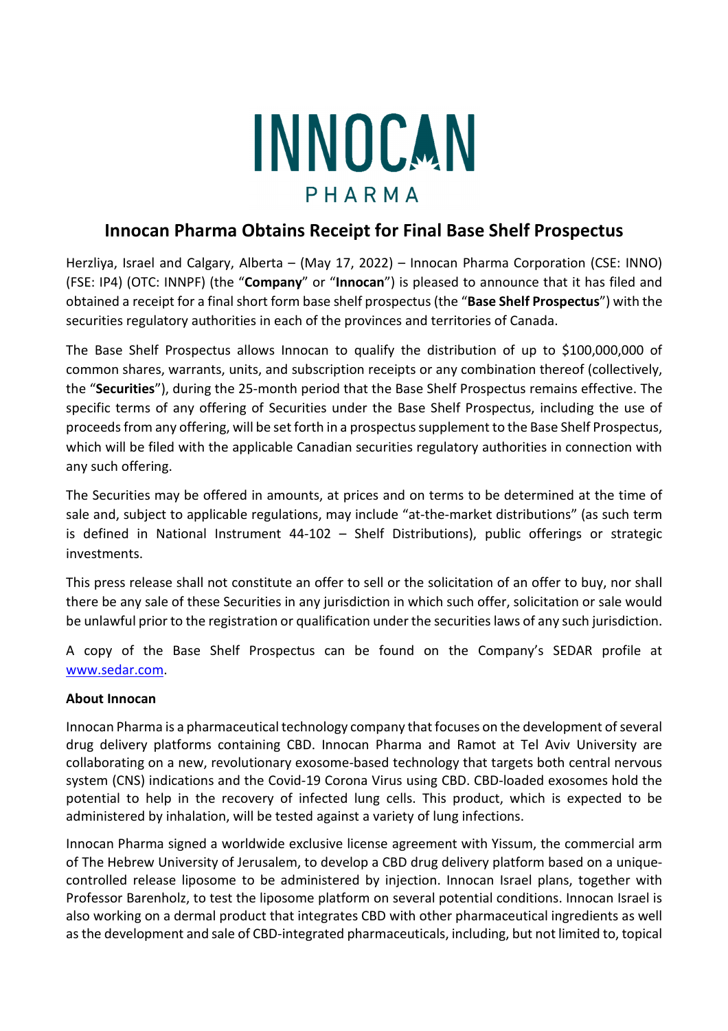INNOCAN

PHARMA

# Innocan Pharma Obtains Receipt for Final Base Shelf Prospectus

Herzliya, Israel and Calgary, Alberta – (May 17, 2022) – Innocan Pharma Corporation (CSE: INNO) (FSE: IP4) (OTC: INNPF) (the "**Company**" or "**Innocan**") is pleased to announce that it has filed and obtained a receipt for a final short form base shelf prospectus (the "**Base Shelf Prospectus**") with the securities regulatory authorities in each of the provinces and territories of Canada.

The Base Shelf Prospectus allows Innocan to qualify the distribution of up to $100,000,000 of common shares, warrants, units, and subscription receipts or any combination thereof (collectively, the "**Securities**"), during the 25-month period that the Base Shelf Prospectus remains effective. The specific terms of any offering of Securities under the Base Shelf Prospectus, including the use of proceeds from any offering, will be set forth in a prospectus supplement to the Base Shelf Prospectus, which will be filed with the applicable Canadian securities regulatory authorities in connection with any such offering.

The Securities may be offered in amounts, at prices and on terms to be determined at the time of sale and, subject to applicable regulations, may include "at-the-market distributions" (as such term is defined in National Instrument 44-102 – Shelf Distributions), public offerings or strategic investments.

This press release shall not constitute an offer to sell or the solicitation of an offer to buy, nor shall there be any sale of these Securities in any jurisdiction in which such offer, solicitation or sale would be unlawful prior to the registration or qualification under the securities laws of any such jurisdiction.

A copy of the Base Shelf Prospectus can be found on the Company's SEDAR profile at [www.sedar.com](www.sedar.com).

**About Innocan**

Innocan Pharma is a pharmaceutical technology company that focuses on the development of several drug delivery platforms containing CBD. Innocan Pharma and Ramot at Tel Aviv University are collaborating on a new, revolutionary exosome-based technology that targets both central nervous system (CNS) indications and the Covid-19 Corona Virus using CBD. CBD-loaded exosomes hold the potential to help in the recovery of infected lung cells. This product, which is expected to be administered by inhalation, will be tested against a variety of lung infections.

Innocan Pharma signed a worldwide exclusive license agreement with Yissum, the commercial arm of The Hebrew University of Jerusalem, to develop a CBD drug delivery platform based on a unique-controlled release liposome to be administered by injection. Innocan Israel plans, together with Professor Barenholz, to test the liposome platform on several potential conditions. Innocan Israel is also working on a dermal product that integrates CBD with other pharmaceutical ingredients as well as the development and sale of CBD-integrated pharmaceuticals, including, but not limited to, topical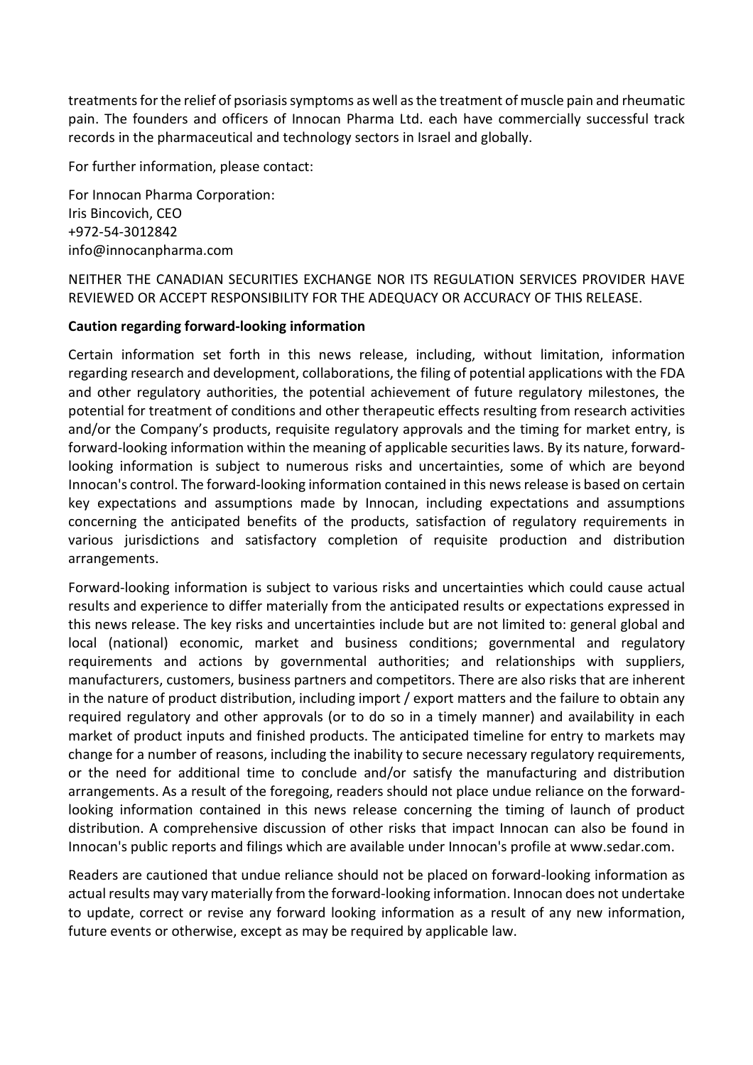treatments for the relief of psoriasis symptoms as well as the treatment of muscle pain and rheumatic pain. The founders and officers of Innocan Pharma Ltd. each have commercially successful track records in the pharmaceutical and technology sectors in Israel and globally.

For further information, please contact:

For Innocan Pharma Corporation:
Iris Bincovich, CEO
+972-54-3012842
info@innocanpharma.com

NEITHER THE CANADIAN SECURITIES EXCHANGE NOR ITS REGULATION SERVICES PROVIDER HAVE REVIEWED OR ACCEPT RESPONSIBILITY FOR THE ADEQUACY OR ACCURACY OF THIS RELEASE.

**Caution regarding forward-looking information**

Certain information set forth in this news release, including, without limitation, information regarding research and development, collaborations, the filing of potential applications with the FDA and other regulatory authorities, the potential achievement of future regulatory milestones, the potential for treatment of conditions and other therapeutic effects resulting from research activities and/or the Company's products, requisite regulatory approvals and the timing for market entry, is forward-looking information within the meaning of applicable securities laws. By its nature, forward-looking information is subject to numerous risks and uncertainties, some of which are beyond Innocan's control. The forward-looking information contained in this news release is based on certain key expectations and assumptions made by Innocan, including expectations and assumptions concerning the anticipated benefits of the products, satisfaction of regulatory requirements in various jurisdictions and satisfactory completion of requisite production and distribution arrangements.

Forward-looking information is subject to various risks and uncertainties which could cause actual results and experience to differ materially from the anticipated results or expectations expressed in this news release. The key risks and uncertainties include but are not limited to: general global and local (national) economic, market and business conditions; governmental and regulatory requirements and actions by governmental authorities; and relationships with suppliers, manufacturers, customers, business partners and competitors. There are also risks that are inherent in the nature of product distribution, including import / export matters and the failure to obtain any required regulatory and other approvals (or to do so in a timely manner) and availability in each market of product inputs and finished products. The anticipated timeline for entry to markets may change for a number of reasons, including the inability to secure necessary regulatory requirements, or the need for additional time to conclude and/or satisfy the manufacturing and distribution arrangements. As a result of the foregoing, readers should not place undue reliance on the forward-looking information contained in this news release concerning the timing of launch of product distribution. A comprehensive discussion of other risks that impact Innocan can also be found in Innocan's public reports and filings which are available under Innocan's profile at www.sedar.com.

Readers are cautioned that undue reliance should not be placed on forward-looking information as actual results may vary materially from the forward-looking information. Innocan does not undertake to update, correct or revise any forward looking information as a result of any new information, future events or otherwise, except as may be required by applicable law.